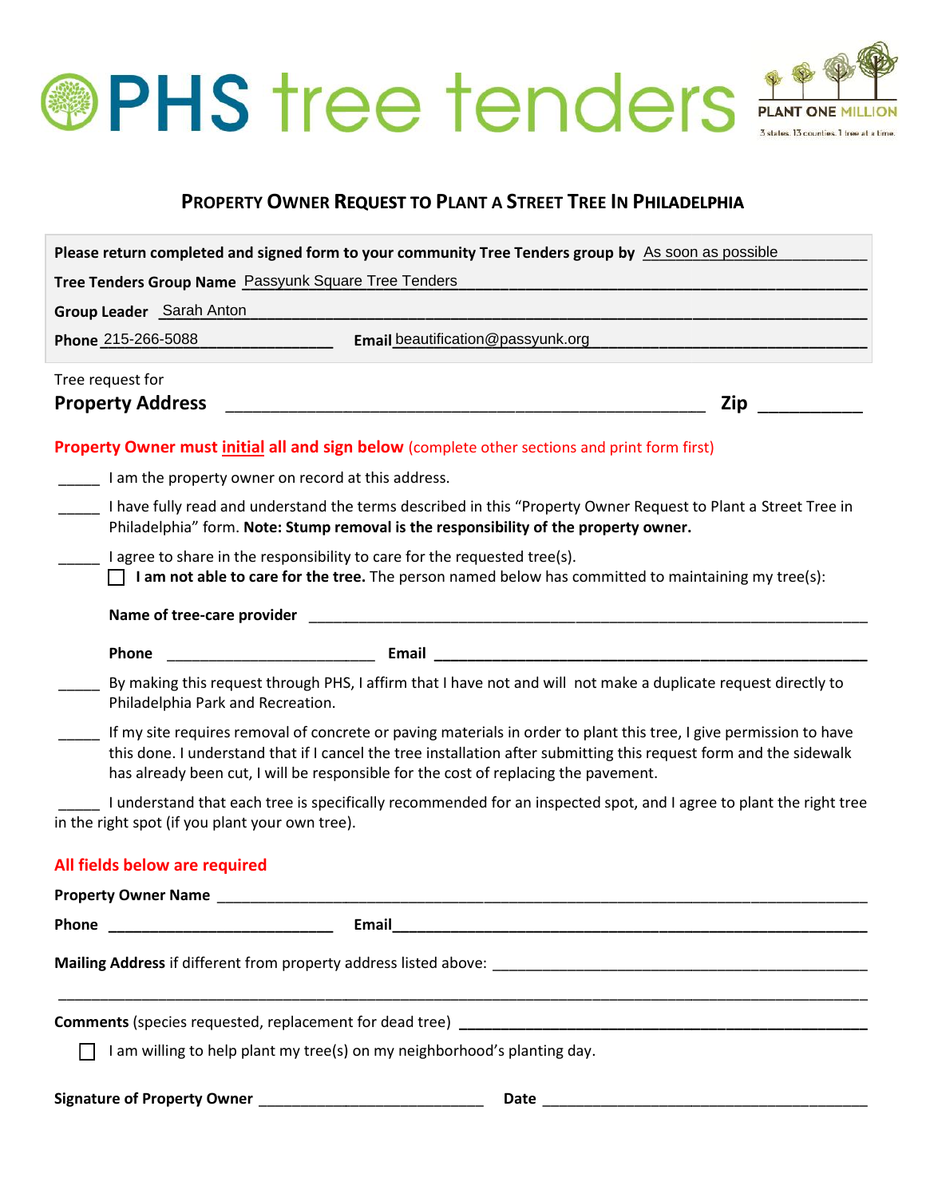# PHS tree tenders

PLANT ONE MILLION

3 states. 13 counties. 1 tree at a time.

## Property Owner Request to Plant a Street Tree in Philadelphia

**Please return completed and signed form to your community Tree Tenders group by** As soon as possible

**Tree Tenders Group Name** Passyunk Square Tree Tenders

**Group Leader** Sarah Anton

**Phone** 215-266-5088 **Email** beautification@passyunk.org

Tree request for

**Property Address** ______________________________ **Zip** __________

**Property Owner must initial all and sign below** (complete other sections and print form first)

_____ I am the property owner on record at this address.

_____ I have fully read and understand the terms described in this "Property Owner Request to Plant a Street Tree in Philadelphia" form. **Note: Stump removal is the responsibility of the property owner.**

_____ I agree to share in the responsibility to care for the requested tree(s).

☐ **I am not able to care for the tree.** The person named below has committed to maintaining my tree(s):

**Name of tree-care provider** ______________________________

**Phone** ____________________ **Email** ______________________________

_____ By making this request through PHS, I affirm that I have not and will not make a duplicate request directly to Philadelphia Park and Recreation.

_____ If my site requires removal of concrete or paving materials in order to plant this tree, I give permission to have this done. I understand that if I cancel the tree installation after submitting this request form and the sidewalk has already been cut, I will be responsible for the cost of replacing the pavement.

_____ I understand that each tree is specifically recommended for an inspected spot, and I agree to plant the right tree in the right spot (if you plant your own tree).

**All fields below are required**

**Property Owner Name** ______________________________

**Phone** ____________________ **Email** ______________________________

**Mailing Address** if different from property address listed above: ______________________________

______________________________

**Comments** (species requested, replacement for dead tree) ______________________________

☐ I am willing to help plant my tree(s) on my neighborhood's planting day.

**Signature of Property Owner** ____________________ **Date** ____________________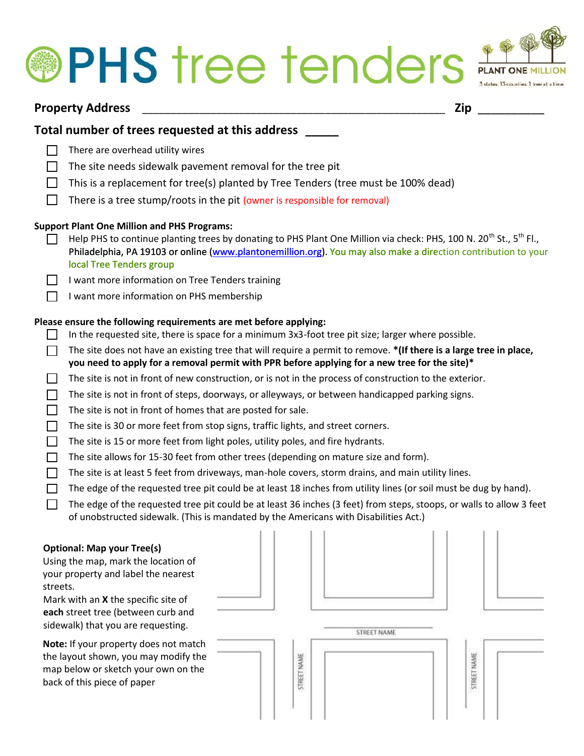# PHS tree tenders

PLANT ONE MILLION

3 states. 13 counties. 1 tree at a time.

**Property Address** ______________________________________________ **Zip** __________

**Total number of trees requested at this address** _____

- ☐ There are overhead utility wires
- ☐ The site needs sidewalk pavement removal for the tree pit
- ☐ This is a replacement for tree(s) planted by Tree Tenders (tree must be 100% dead)
- ☐ There is a tree stump/roots in the pit (owner is responsible for removal)

**Support Plant One Million and PHS Programs:**

- ☐ Help PHS to continue planting trees by donating to PHS Plant One Million via check: PHS, 100 N. 20th St., 5th Fl., Philadelphia, PA 19103 or online (www.plantonemillion.org). You may also make a direction contribution to your local Tree Tenders group
- ☐ I want more information on Tree Tenders training
- ☐ I want more information on PHS membership

**Please ensure the following requirements are met before applying:**

- ☐ In the requested site, there is space for a minimum 3x3-foot tree pit size; larger where possible.
- ☐ The site does not have an existing tree that will require a permit to remove. ***(If there is a large tree in place, you need to apply for a removal permit with PPR before applying for a new tree for the site)***
- ☐ The site is not in front of new construction, or is not in the process of construction to the exterior.
- ☐ The site is not in front of steps, doorways, or alleyways, or between handicapped parking signs.
- ☐ The site is not in front of homes that are posted for sale.
- ☐ The site is 30 or more feet from stop signs, traffic lights, and street corners.
- ☐ The site is 15 or more feet from light poles, utility poles, and fire hydrants.
- ☐ The site allows for 15-30 feet from other trees (depending on mature size and form).
- ☐ The site is at least 5 feet from driveways, man-hole covers, storm drains, and main utility lines.
- ☐ The edge of the requested tree pit could be at least 18 inches from utility lines (or soil must be dug by hand).
- ☐ The edge of the requested tree pit could be at least 36 inches (3 feet) from steps, stoops, or walls to allow 3 feet of unobstructed sidewalk. (This is mandated by the Americans with Disabilities Act.)

**Optional: Map your Tree(s)**

Using the map, mark the location of your property and label the nearest streets.

Mark with an **X** the specific site of **each** street tree (between curb and sidewalk) that you are requesting.

**Note:** If your property does not match the layout shown, you may modify the map below or sketch your own on the back of this piece of paper

STREET NAME

STREET NAME

STREET NAME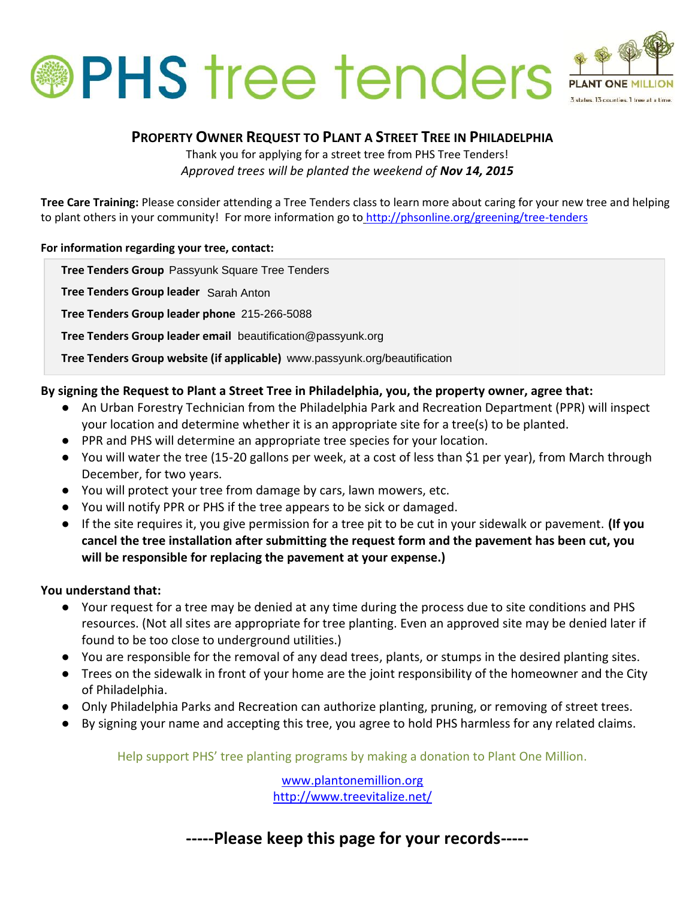# PHS tree tenders

PLANT ONE MILLION

3 states. 13 counties. 1 tree at a time.

## Property Owner Request to Plant a Street Tree in Philadelphia

Thank you for applying for a street tree from PHS Tree Tenders!

*Approved trees will be planted the weekend of **Nov 14, 2015***

**Tree Care Training:** Please consider attending a Tree Tenders class to learn more about caring for your new tree and helping to plant others in your community! For more information go to http://phsonline.org/greening/tree-tenders

**For information regarding your tree, contact:**

**Tree Tenders Group** Passyunk Square Tree Tenders

**Tree Tenders Group leader** Sarah Anton

**Tree Tenders Group leader phone** 215-266-5088

**Tree Tenders Group leader email** beautification@passyunk.org

**Tree Tenders Group website (if applicable)** www.passyunk.org/beautification

**By signing the Request to Plant a Street Tree in Philadelphia, you, the property owner, agree that:**

- An Urban Forestry Technician from the Philadelphia Park and Recreation Department (PPR) will inspect your location and determine whether it is an appropriate site for a tree(s) to be planted.
- PPR and PHS will determine an appropriate tree species for your location.
- You will water the tree (15-20 gallons per week, at a cost of less than $1 per year), from March through December, for two years.
- You will protect your tree from damage by cars, lawn mowers, etc.
- You will notify PPR or PHS if the tree appears to be sick or damaged.
- If the site requires it, you give permission for a tree pit to be cut in your sidewalk or pavement. **(If you cancel the tree installation after submitting the request form and the pavement has been cut, you will be responsible for replacing the pavement at your expense.)**

**You understand that:**

- Your request for a tree may be denied at any time during the process due to site conditions and PHS resources. (Not all sites are appropriate for tree planting. Even an approved site may be denied later if found to be too close to underground utilities.)
- You are responsible for the removal of any dead trees, plants, or stumps in the desired planting sites.
- Trees on the sidewalk in front of your home are the joint responsibility of the homeowner and the City of Philadelphia.
- Only Philadelphia Parks and Recreation can authorize planting, pruning, or removing of street trees.
- By signing your name and accepting this tree, you agree to hold PHS harmless for any related claims.

Help support PHS' tree planting programs by making a donation to Plant One Million.

www.plantonemillion.org
http://www.treevitalize.net/

**-----Please keep this page for your records-----**